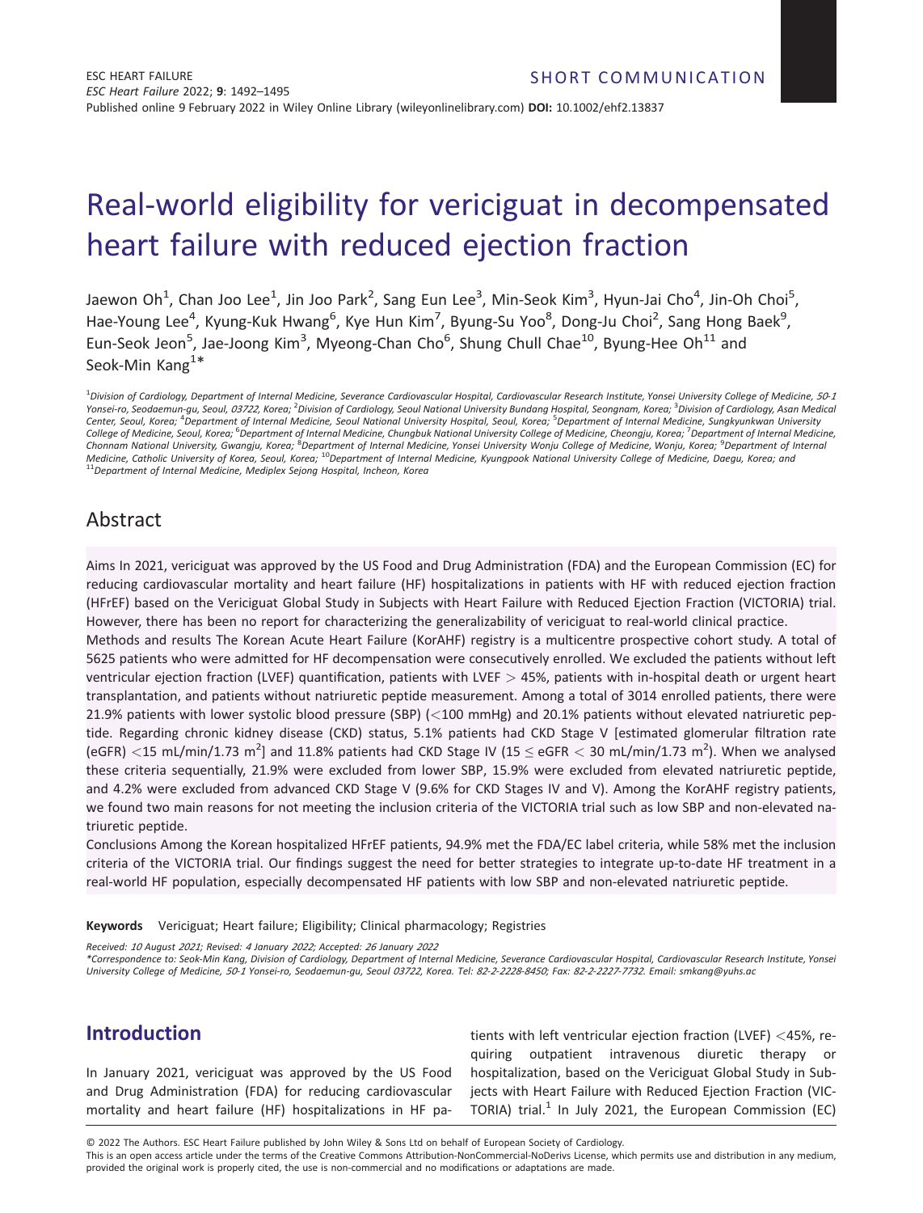SHORT COMMUNICATION

# Real-world eligibility for vericiguat in decompensated heart failure with reduced ejection fraction

Jaewon Oh[1], Chan Joo Lee[1], Jin Joo Park[2], Sang Eun Lee[3], Min-Seok Kim[3], Hyun-Jai Cho[4], Jin-Oh Choi[5], Hae-Young Lee[4], Kyung-Kuk Hwang[6], Kye Hun Kim[7], Byung-Su Yoo[8], Dong-Ju Choi[2], Sang Hong Baek[9], Eun-Seok Jeon[5], Jae-Joong Kim[3], Myeong-Chan Cho[6], Shung Chull Chae[10], Byung-Hee Oh[11] and Seok-Min Kang[1]*

[1]*Division of Cardiology, Department of Internal Medicine, Severance Cardiovascular Hospital, Cardiovascular Research Institute, Yonsei University College of Medicine, 50-1 Yonsei-ro, Seodaemun-gu, Seoul, 03722, Korea;* [2]*Division of Cardiology, Seoul National University Bundang Hospital, Seongnam, Korea;* [3]*Division of Cardiology, Asan Medical Center, Seoul, Korea;* [4]*Department of Internal Medicine, Seoul National University Hospital, Seoul, Korea;* [5]*Department of Internal Medicine, Sungkyunkwan University College of Medicine, Seoul, Korea;* [6]*Department of Internal Medicine, Chungbuk National University College of Medicine, Cheongju, Korea;* [7]*Department of Internal Medicine, Chonnam National University, Gwangju, Korea;* [8]*Department of Internal Medicine, Yonsei University Wonju College of Medicine, Wonju, Korea;* [9]*Department of Internal Medicine, Catholic University of Korea, Seoul, Korea;* [10]*Department of Internal Medicine, Kyungpook National University College of Medicine, Daegu, Korea; and* [11]*Department of Internal Medicine, Mediplex Sejong Hospital, Incheon, Korea*

## Abstract

**Aims** In 2021, vericiguat was approved by the US Food and Drug Administration (FDA) and the European Commission (EC) for reducing cardiovascular mortality and heart failure (HF) hospitalizations in patients with HF with reduced ejection fraction (HFrEF) based on the Vericiguat Global Study in Subjects with Heart Failure with Reduced Ejection Fraction (VICTORIA) trial. However, there has been no report for characterizing the generalizability of vericiguat to real-world clinical practice.

**Methods and results** The Korean Acute Heart Failure (KorAHF) registry is a multicentre prospective cohort study. A total of 5625 patients who were admitted for HF decompensation were consecutively enrolled. We excluded the patients without left ventricular ejection fraction (LVEF) quantification, patients with LVEF > 45%, patients with in-hospital death or urgent heart transplantation, and patients without natriuretic peptide measurement. Among a total of 3014 enrolled patients, there were 21.9% patients with lower systolic blood pressure (SBP) (<100 mmHg) and 20.1% patients without elevated natriuretic peptide. Regarding chronic kidney disease (CKD) status, 5.1% patients had CKD Stage V [estimated glomerular filtration rate (eGFR) <15 mL/min/1.73 m$^2$] and 11.8% patients had CKD Stage IV (15 ≤ eGFR < 30 mL/min/1.73 m$^2$). When we analysed these criteria sequentially, 21.9% were excluded from lower SBP, 15.9% were excluded from elevated natriuretic peptide, and 4.2% were excluded from advanced CKD Stage V (9.6% for CKD Stages IV and V). Among the KorAHF registry patients, we found two main reasons for not meeting the inclusion criteria of the VICTORIA trial such as low SBP and non-elevated natriuretic peptide.

**Conclusions** Among the Korean hospitalized HFrEF patients, 94.9% met the FDA/EC label criteria, while 58% met the inclusion criteria of the VICTORIA trial. Our findings suggest the need for better strategies to integrate up-to-date HF treatment in a real-world HF population, especially decompensated HF patients with low SBP and non-elevated natriuretic peptide.

**Keywords** Vericiguat; Heart failure; Eligibility; Clinical pharmacology; Registries

*Received: 10 August 2021; Revised: 4 January 2022; Accepted: 26 January 2022*

*\*Correspondence to: Seok-Min Kang, Division of Cardiology, Department of Internal Medicine, Severance Cardiovascular Hospital, Cardiovascular Research Institute, Yonsei University College of Medicine, 50-1 Yonsei-ro, Seodaemun-gu, Seoul 03722, Korea. Tel: 82-2-2228-8450; Fax: 82-2-2227-7732. Email: smkang@yuhs.ac*

## Introduction

In January 2021, vericiguat was approved by the US Food and Drug Administration (FDA) for reducing cardiovascular mortality and heart failure (HF) hospitalizations in HF patients with left ventricular ejection fraction (LVEF) <45%, requiring outpatient intravenous diuretic therapy or hospitalization, based on the Vericiguat Global Study in Subjects with Heart Failure with Reduced Ejection Fraction (VICTORIA) trial.[1] In July 2021, the European Commission (EC)

© 2022 The Authors. ESC Heart Failure published by John Wiley & Sons Ltd on behalf of European Society of Cardiology.
This is an open access article under the terms of the Creative Commons Attribution-NonCommercial-NoDerivs License, which permits use and distribution in any medium, provided the original work is properly cited, the use is non-commercial and no modifications or adaptations are made.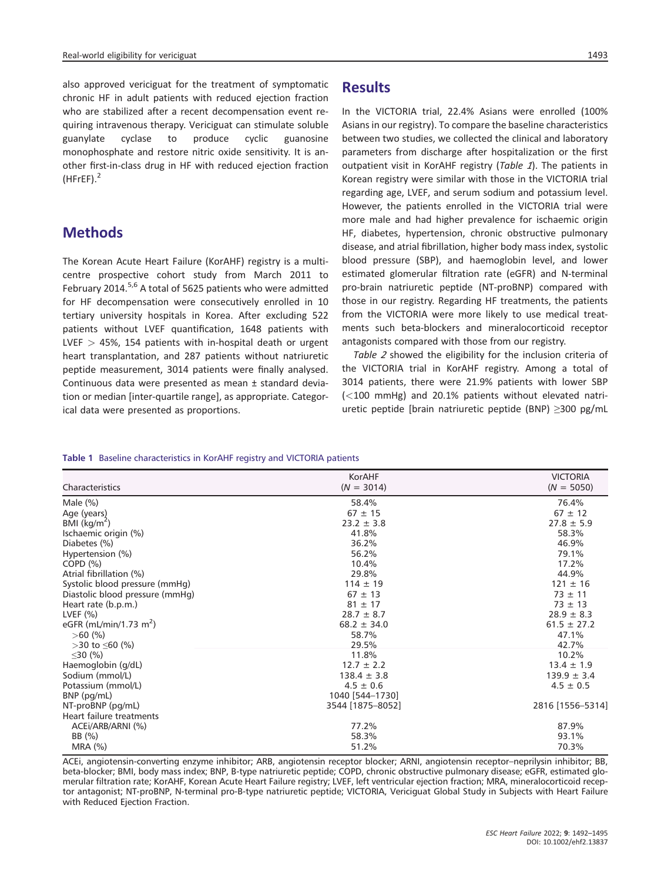also approved vericiguat for the treatment of symptomatic chronic HF in adult patients with reduced ejection fraction who are stabilized after a recent decompensation event requiring intravenous therapy. Vericiguat can stimulate soluble guanylate cyclase to produce cyclic guanosine monophosphate and restore nitric oxide sensitivity. It is another first-in-class drug in HF with reduced ejection fraction (HFrEF).[2]

## Methods

The Korean Acute Heart Failure (KorAHF) registry is a multicentre prospective cohort study from March 2011 to February 2014.[5,6] A total of 5625 patients who were admitted for HF decompensation were consecutively enrolled in 10 tertiary university hospitals in Korea. After excluding 522 patients without LVEF quantification, 1648 patients with LVEF > 45%, 154 patients with in-hospital death or urgent heart transplantation, and 287 patients without natriuretic peptide measurement, 3014 patients were finally analysed. Continuous data were presented as mean ± standard deviation or median [inter-quartile range], as appropriate. Categorical data were presented as proportions.

## Results

In the VICTORIA trial, 22.4% Asians were enrolled (100% Asians in our registry). To compare the baseline characteristics between two studies, we collected the clinical and laboratory parameters from discharge after hospitalization or the first outpatient visit in KorAHF registry (*Table 1*). The patients in Korean registry were similar with those in the VICTORIA trial regarding age, LVEF, and serum sodium and potassium level. However, the patients enrolled in the VICTORIA trial were more male and had higher prevalence for ischaemic origin HF, diabetes, hypertension, chronic obstructive pulmonary disease, and atrial fibrillation, higher body mass index, systolic blood pressure (SBP), and haemoglobin level, and lower estimated glomerular filtration rate (eGFR) and N-terminal pro-brain natriuretic peptide (NT-proBNP) compared with those in our registry. Regarding HF treatments, the patients from the VICTORIA were more likely to use medical treatments such beta-blockers and mineralocorticoid receptor antagonists compared with those from our registry.

*Table 2* showed the eligibility for the inclusion criteria of the VICTORIA trial in KorAHF registry. Among a total of 3014 patients, there were 21.9% patients with lower SBP (<100 mmHg) and 20.1% patients without elevated natriuretic peptide [brain natriuretic peptide (BNP) ≥300 pg/mL

**Table 1** Baseline characteristics in KorAHF registry and VICTORIA patients

| Characteristics | KorAHF ($N$ = 3014) | VICTORIA ($N$ = 5050) |
|---|---|---|
| Male (%) | 58.4% | 76.4% |
| Age (years) | 67 ± 15 | 67 ± 12 |
| BMI (kg/m$^2$) | 23.2 ± 3.8 | 27.8 ± 5.9 |
| Ischaemic origin (%) | 41.8% | 58.3% |
| Diabetes (%) | 36.2% | 46.9% |
| Hypertension (%) | 56.2% | 79.1% |
| COPD (%) | 10.4% | 17.2% |
| Atrial fibrillation (%) | 29.8% | 44.9% |
| Systolic blood pressure (mmHg) | 114 ± 19 | 121 ± 16 |
| Diastolic blood pressure (mmHg) | 67 ± 13 | 73 ± 11 |
| Heart rate (b.p.m.) | 81 ± 17 | 73 ± 13 |
| LVEF (%) | 28.7 ± 8.7 | 28.9 ± 8.3 |
| eGFR (mL/min/1.73 m$^2$) | 68.2 ± 34.0 | 61.5 ± 27.2 |
| >60 (%) | 58.7% | 47.1% |
| >30 to ≤60 (%) | 29.5% | 42.7% |
| ≤30 (%) | 11.8% | 10.2% |
| Haemoglobin (g/dL) | 12.7 ± 2.2 | 13.4 ± 1.9 |
| Sodium (mmol/L) | 138.4 ± 3.8 | 139.9 ± 3.4 |
| Potassium (mmol/L) | 4.5 ± 0.6 | 4.5 ± 0.5 |
| BNP (pg/mL) | 1040 [544–1730] | |
| NT-proBNP (pg/mL) | 3544 [1875–8052] | 2816 [1556–5314] |
| Heart failure treatments | | |
| ACEi/ARB/ARNI (%) | 77.2% | 87.9% |
| BB (%) | 58.3% | 93.1% |
| MRA (%) | 51.2% | 70.3% |

ACEi, angiotensin-converting enzyme inhibitor; ARB, angiotensin receptor blocker; ARNI, angiotensin receptor–neprilysin inhibitor; BB, beta-blocker; BMI, body mass index; BNP, B-type natriuretic peptide; COPD, chronic obstructive pulmonary disease; eGFR, estimated glomerular filtration rate; KorAHF, Korean Acute Heart Failure registry; LVEF, left ventricular ejection fraction; MRA, mineralocorticoid receptor antagonist; NT-proBNP, N-terminal pro-B-type natriuretic peptide; VICTORIA, Vericiguat Global Study in Subjects with Heart Failure with Reduced Ejection Fraction.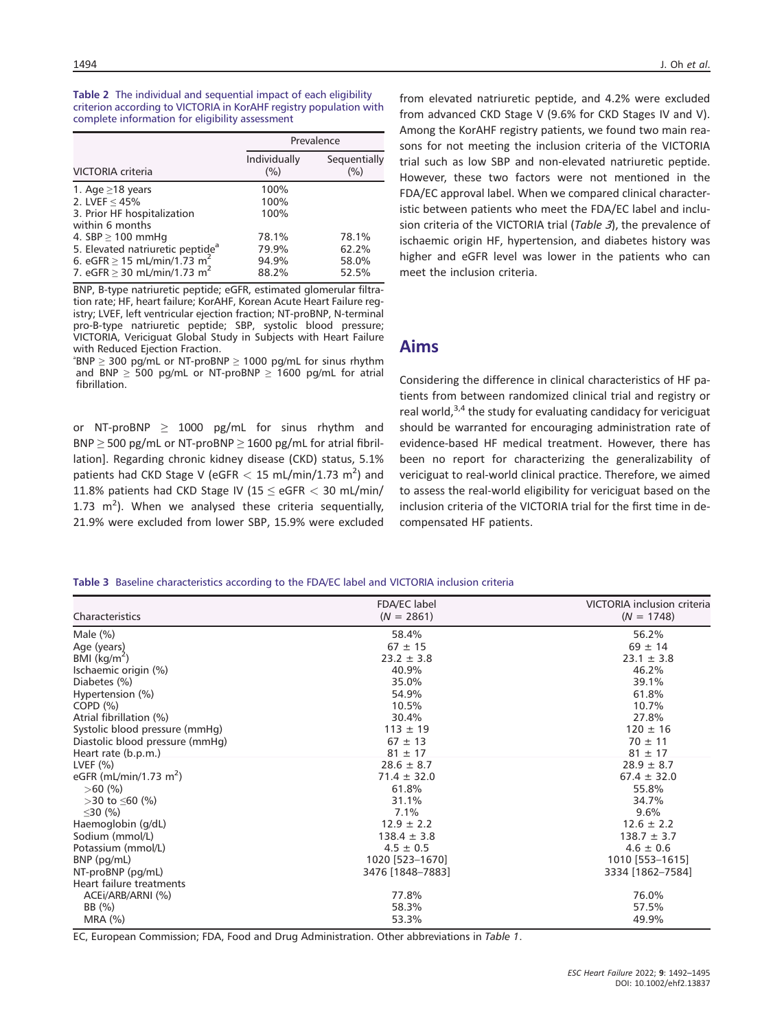**Table 2** The individual and sequential impact of each eligibility criterion according to VICTORIA in KorAHF registry population with complete information for eligibility assessment

| VICTORIA criteria | Prevalence | |
|---|---|---|
| | Individually (%) | Sequentially (%) |
| 1. Age ≥18 years | 100% | |
| 2. LVEF ≤ 45% | 100% | |
| 3. Prior HF hospitalization within 6 months | 100% | |
| 4. SBP ≥ 100 mmHg | 78.1% | 78.1% |
| 5. Elevated natriuretic peptide[a] | 79.9% | 62.2% |
| 6. eGFR ≥ 15 mL/min/1.73 $m^2$ | 94.9% | 58.0% |
| 7. eGFR ≥ 30 mL/min/1.73 $m^2$ | 88.2% | 52.5% |

BNP, B-type natriuretic peptide; eGFR, estimated glomerular filtration rate; HF, heart failure; KorAHF, Korean Acute Heart Failure registry; LVEF, left ventricular ejection fraction; NT-proBNP, N-terminal pro-B-type natriuretic peptide; SBP, systolic blood pressure; VICTORIA, Vericiguat Global Study in Subjects with Heart Failure with Reduced Ejection Fraction.

[a]BNP ≥ 300 pg/mL or NT-proBNP ≥ 1000 pg/mL for sinus rhythm and BNP ≥ 500 pg/mL or NT-proBNP ≥ 1600 pg/mL for atrial fibrillation.

or NT-proBNP ≥ 1000 pg/mL for sinus rhythm and BNP ≥ 500 pg/mL or NT-proBNP ≥ 1600 pg/mL for atrial fibrillation]. Regarding chronic kidney disease (CKD) status, 5.1% patients had CKD Stage V (eGFR < 15 mL/min/1.73 $m^2$) and 11.8% patients had CKD Stage IV (15 ≤ eGFR < 30 mL/min/1.73 $m^2$). When we analysed these criteria sequentially, 21.9% were excluded from lower SBP, 15.9% were excluded from elevated natriuretic peptide, and 4.2% were excluded from advanced CKD Stage V (9.6% for CKD Stages IV and V). Among the KorAHF registry patients, we found two main reasons for not meeting the inclusion criteria of the VICTORIA trial such as low SBP and non-elevated natriuretic peptide. However, these two factors were not mentioned in the FDA/EC approval label. When we compared clinical characteristic between patients who meet the FDA/EC label and inclusion criteria of the VICTORIA trial (*Table 3*), the prevalence of ischaemic origin HF, hypertension, and diabetes history was higher and eGFR level was lower in the patients who can meet the inclusion criteria.

## Aims

Considering the difference in clinical characteristics of HF patients from between randomized clinical trial and registry or real world,[3,4] the study for evaluating candidacy for vericiguat should be warranted for encouraging administration rate of evidence-based HF medical treatment. However, there has been no report for characterizing the generalizability of vericiguat to real-world clinical practice. Therefore, we aimed to assess the real-world eligibility for vericiguat based on the inclusion criteria of the VICTORIA trial for the first time in decompensated HF patients.

**Table 3** Baseline characteristics according to the FDA/EC label and VICTORIA inclusion criteria

| Characteristics | FDA/EC label ($N$ = 2861) | VICTORIA inclusion criteria ($N$ = 1748) |
|---|---|---|
| Male (%) | 58.4% | 56.2% |
| Age (years) | 67 ± 15 | 69 ± 14 |
| BMI (kg/$m^2$) | 23.2 ± 3.8 | 23.1 ± 3.8 |
| Ischaemic origin (%) | 40.9% | 46.2% |
| Diabetes (%) | 35.0% | 39.1% |
| Hypertension (%) | 54.9% | 61.8% |
| COPD (%) | 10.5% | 10.7% |
| Atrial fibrillation (%) | 30.4% | 27.8% |
| Systolic blood pressure (mmHg) | 113 ± 19 | 120 ± 16 |
| Diastolic blood pressure (mmHg) | 67 ± 13 | 70 ± 11 |
| Heart rate (b.p.m.) | 81 ± 17 | 81 ± 17 |
| LVEF (%) | 28.6 ± 8.7 | 28.9 ± 8.7 |
| eGFR (mL/min/1.73 $m^2$) | 71.4 ± 32.0 | 67.4 ± 32.0 |
| >60 (%) | 61.8% | 55.8% |
| >30 to ≤60 (%) | 31.1% | 34.7% |
| ≤30 (%) | 7.1% | 9.6% |
| Haemoglobin (g/dL) | 12.9 ± 2.2 | 12.6 ± 2.2 |
| Sodium (mmol/L) | 138.4 ± 3.8 | 138.7 ± 3.7 |
| Potassium (mmol/L) | 4.5 ± 0.5 | 4.6 ± 0.6 |
| BNP (pg/mL) | 1020 [523–1670] | 1010 [553–1615] |
| NT-proBNP (pg/mL) | 3476 [1848–7883] | 3334 [1862–7584] |
| Heart failure treatments | | |
| ACEi/ARB/ARNI (%) | 77.8% | 76.0% |
| BB (%) | 58.3% | 57.5% |
| MRA (%) | 53.3% | 49.9% |

EC, European Commission; FDA, Food and Drug Administration. Other abbreviations in *Table 1*.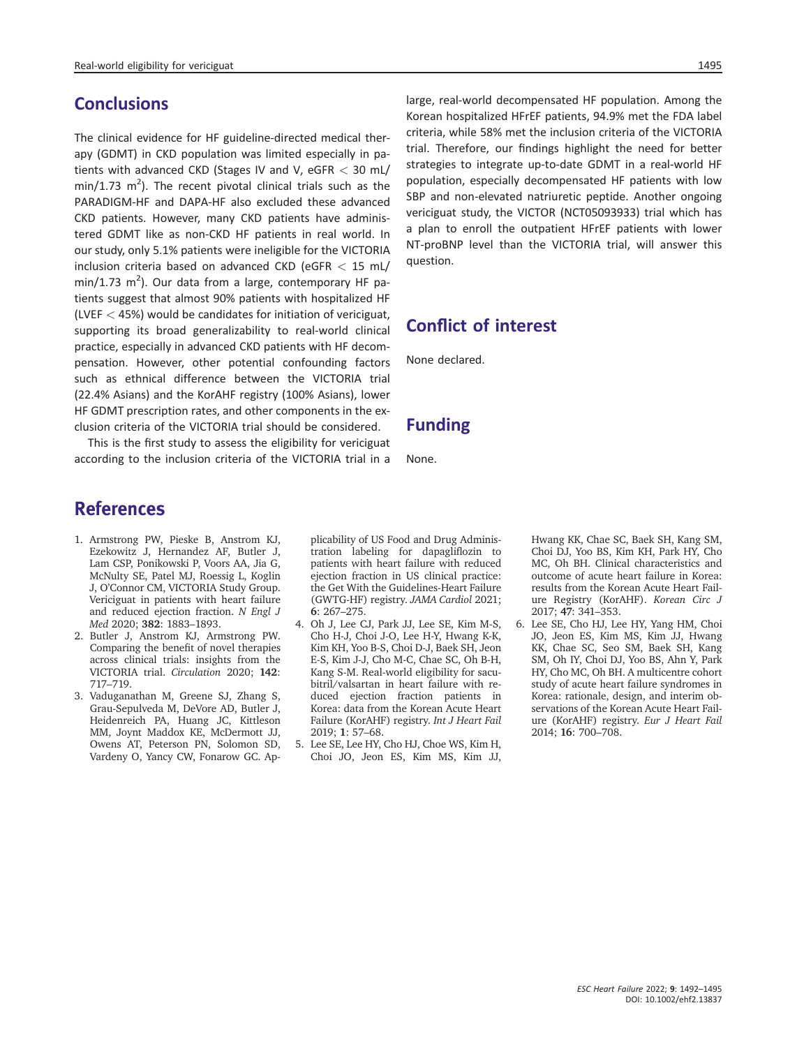## Conclusions

The clinical evidence for HF guideline-directed medical therapy (GDMT) in CKD population was limited especially in patients with advanced CKD (Stages IV and V, eGFR < 30 mL/min/1.73 $m^2$). The recent pivotal clinical trials such as the PARADIGM-HF and DAPA-HF also excluded these advanced CKD patients. However, many CKD patients have administered GDMT like as non-CKD HF patients in real world. In our study, only 5.1% patients were ineligible for the VICTORIA inclusion criteria based on advanced CKD (eGFR < 15 mL/min/1.73 $m^2$). Our data from a large, contemporary HF patients suggest that almost 90% patients with hospitalized HF (LVEF < 45%) would be candidates for initiation of vericiguat, supporting its broad generalizability to real-world clinical practice, especially in advanced CKD patients with HF decompensation. However, other potential confounding factors such as ethnical difference between the VICTORIA trial (22.4% Asians) and the KorAHF registry (100% Asians), lower HF GDMT prescription rates, and other components in the exclusion criteria of the VICTORIA trial should be considered.

This is the first study to assess the eligibility for vericiguat according to the inclusion criteria of the VICTORIA trial in a large, real-world decompensated HF population. Among the Korean hospitalized HFrEF patients, 94.9% met the FDA label criteria, while 58% met the inclusion criteria of the VICTORIA trial. Therefore, our findings highlight the need for better strategies to integrate up-to-date GDMT in a real-world HF population, especially decompensated HF patients with low SBP and non-elevated natriuretic peptide. Another ongoing vericiguat study, the VICTOR (NCT05093933) trial which has a plan to enroll the outpatient HFrEF patients with lower NT-proBNP level than the VICTORIA trial, will answer this question.

## Conflict of interest

None declared.

## Funding

None.

## References

1. Armstrong PW, Pieske B, Anstrom KJ, Ezekowitz J, Hernandez AF, Butler J, Lam CSP, Ponikowski P, Voors AA, Jia G, McNulty SE, Patel MJ, Roessig L, Koglin J, O'Connor CM, VICTORIA Study Group. Vericiguat in patients with heart failure and reduced ejection fraction. *N Engl J Med* 2020; **382**: 1883–1893.
2. Butler J, Anstrom KJ, Armstrong PW. Comparing the benefit of novel therapies across clinical trials: insights from the VICTORIA trial. *Circulation* 2020; **142**: 717–719.
3. Vaduganathan M, Greene SJ, Zhang S, Grau-Sepulveda M, DeVore AD, Butler J, Heidenreich PA, Huang JC, Kittleson MM, Joynt Maddox KE, McDermott JJ, Owens AT, Peterson PN, Solomon SD, Vardeny O, Yancy CW, Fonarow GC. Applicability of US Food and Drug Administration labeling for dapagliflozin to patients with heart failure with reduced ejection fraction in US clinical practice: the Get With the Guidelines-Heart Failure (GWTG-HF) registry. *JAMA Cardiol* 2021; **6**: 267–275.
4. Oh J, Lee CJ, Park JJ, Lee SE, Kim M-S, Cho H-J, Choi J-O, Lee H-Y, Hwang K-K, Kim KH, Yoo B-S, Choi D-J, Baek SH, Jeon E-S, Kim J-J, Cho M-C, Chae SC, Oh B-H, Kang S-M. Real-world eligibility for sacubitril/valsartan in heart failure with reduced ejection fraction patients in Korea: data from the Korean Acute Heart Failure (KorAHF) registry. *Int J Heart Fail* 2019; **1**: 57–68.
5. Lee SE, Lee HY, Cho HJ, Choe WS, Kim H, Choi JO, Jeon ES, Kim MS, Kim JJ, Hwang KK, Chae SC, Baek SH, Kang SM, Choi DJ, Yoo BS, Kim KH, Park HY, Cho MC, Oh BH. Clinical characteristics and outcome of acute heart failure in Korea: results from the Korean Acute Heart Failure Registry (KorAHF). *Korean Circ J* 2017; **47**: 341–353.
6. Lee SE, Cho HJ, Lee HY, Yang HM, Choi JO, Jeon ES, Kim MS, Kim JJ, Hwang KK, Chae SC, Seo SM, Baek SH, Kang SM, Oh IY, Choi DJ, Yoo BS, Ahn Y, Park HY, Cho MC, Oh BH. A multicentre cohort study of acute heart failure syndromes in Korea: rationale, design, and interim observations of the Korean Acute Heart Failure (KorAHF) registry. *Eur J Heart Fail* 2014; **16**: 700–708.